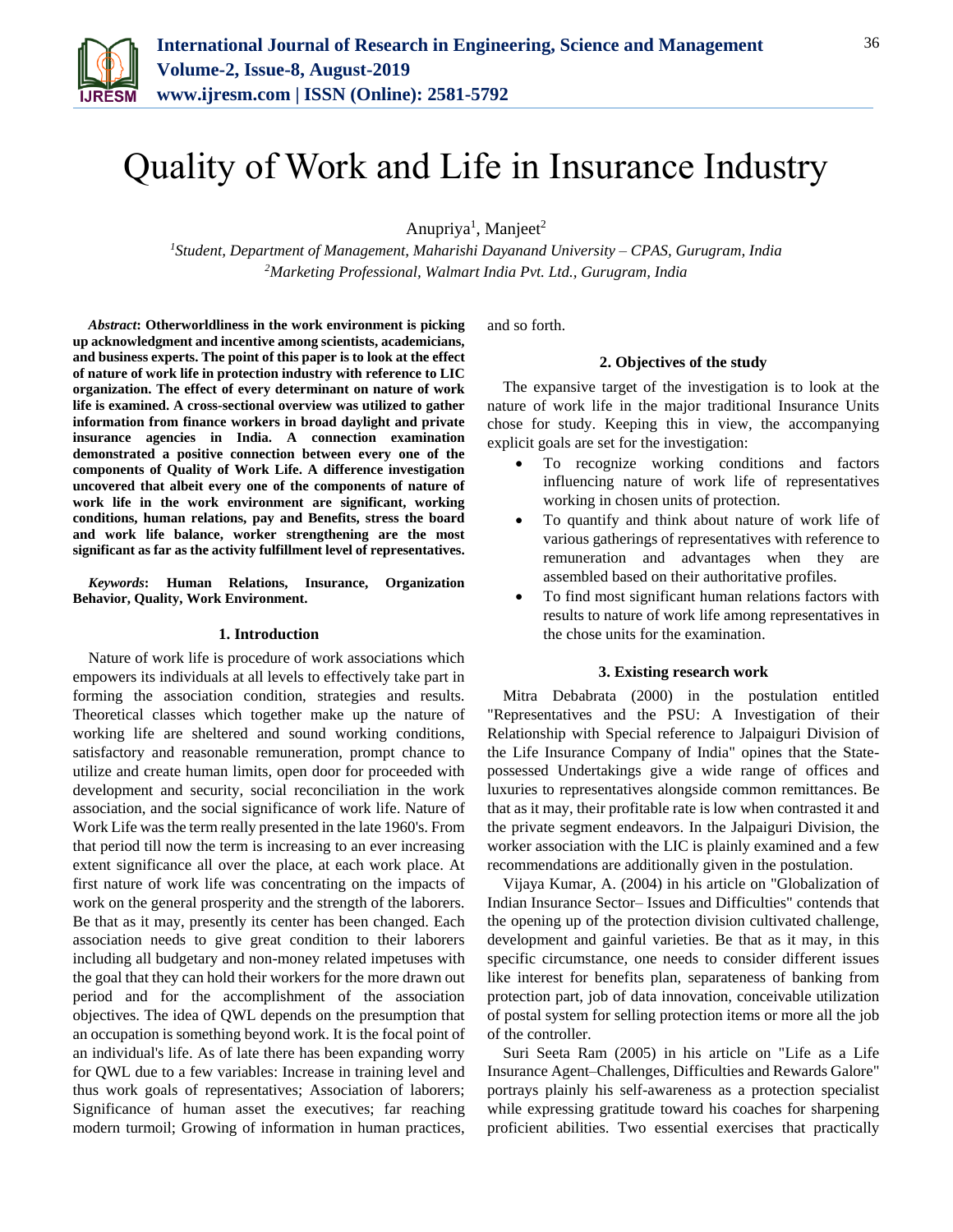# Quality of Work and Life in Insurance Industry

Anupriya[1], Manjeet[2]

[1]*Student, Department of Management, Maharishi Dayanand University – CPAS, Gurugram, India*
[2]*Marketing Professional, Walmart India Pvt. Ltd., Gurugram, India*

***Abstract*: Otherworldliness in the work environment is picking up acknowledgment and incentive among scientists, academicians, and business experts. The point of this paper is to look at the effect of nature of work life in protection industry with reference to LIC organization. The effect of every determinant on nature of work life is examined. A cross-sectional overview was utilized to gather information from finance workers in broad daylight and private insurance agencies in India. A connection examination demonstrated a positive connection between every one of the components of Quality of Work Life. A difference investigation uncovered that albeit every one of the components of nature of work life in the work environment are significant, working conditions, human relations, pay and Benefits, stress the board and work life balance, worker strengthening are the most significant as far as the activity fulfillment level of representatives.**

***Keywords*: Human Relations, Insurance, Organization Behavior, Quality, Work Environment.**

## 1. Introduction

Nature of work life is procedure of work associations which empowers its individuals at all levels to effectively take part in forming the association condition, strategies and results. Theoretical classes which together make up the nature of working life are sheltered and sound working conditions, satisfactory and reasonable remuneration, prompt chance to utilize and create human limits, open door for proceeded with development and security, social reconciliation in the work association, and the social significance of work life. Nature of Work Life was the term really presented in the late 1960's. From that period till now the term is increasing to an ever increasing extent significance all over the place, at each work place. At first nature of work life was concentrating on the impacts of work on the general prosperity and the strength of the laborers. Be that as it may, presently its center has been changed. Each association needs to give great condition to their laborers including all budgetary and non-money related impetuses with the goal that they can hold their workers for the more drawn out period and for the accomplishment of the association objectives. The idea of QWL depends on the presumption that an occupation is something beyond work. It is the focal point of an individual's life. As of late there has been expanding worry for QWL due to a few variables: Increase in training level and thus work goals of representatives; Association of laborers; Significance of human asset the executives; far reaching modern turmoil; Growing of information in human practices, and so forth.

## 2. Objectives of the study

The expansive target of the investigation is to look at the nature of work life in the major traditional Insurance Units chose for study. Keeping this in view, the accompanying explicit goals are set for the investigation:

- To recognize working conditions and factors influencing nature of work life of representatives working in chosen units of protection.
- To quantify and think about nature of work life of various gatherings of representatives with reference to remuneration and advantages when they are assembled based on their authoritative profiles.
- To find most significant human relations factors with results to nature of work life among representatives in the chose units for the examination.

## 3. Existing research work

Mitra Debabrata (2000) in the postulation entitled "Representatives and the PSU: A Investigation of their Relationship with Special reference to Jalpaiguri Division of the Life Insurance Company of India" opines that the State-possessed Undertakings give a wide range of offices and luxuries to representatives alongside common remittances. Be that as it may, their profitable rate is low when contrasted it and the private segment endeavors. In the Jalpaiguri Division, the worker association with the LIC is plainly examined and a few recommendations are additionally given in the postulation.

Vijaya Kumar, A. (2004) in his article on "Globalization of Indian Insurance Sector– Issues and Difficulties" contends that the opening up of the protection division cultivated challenge, development and gainful varieties. Be that as it may, in this specific circumstance, one needs to consider different issues like interest for benefits plan, separateness of banking from protection part, job of data innovation, conceivable utilization of postal system for selling protection items or more all the job of the controller.

Suri Seeta Ram (2005) in his article on "Life as a Life Insurance Agent–Challenges, Difficulties and Rewards Galore" portrays plainly his self-awareness as a protection specialist while expressing gratitude toward his coaches for sharpening proficient abilities. Two essential exercises that practically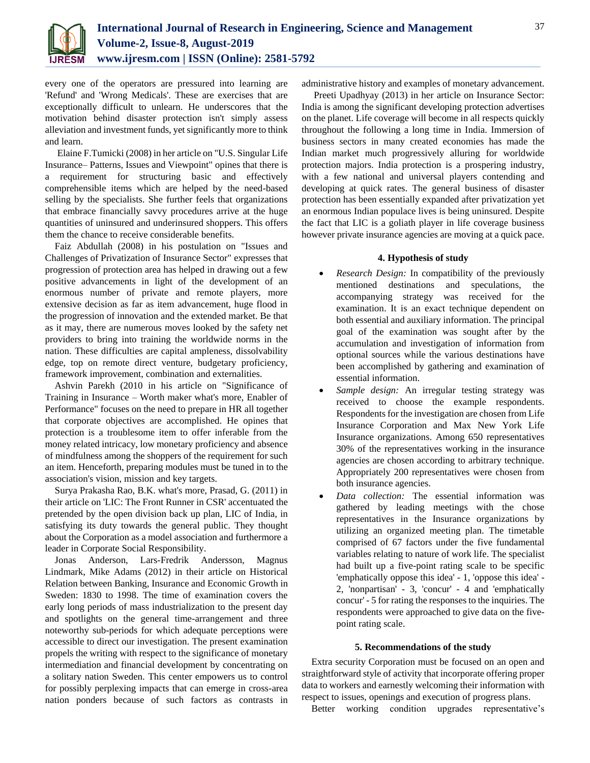every one of the operators are pressured into learning are 'Refund' and 'Wrong Medicals'. These are exercises that are exceptionally difficult to unlearn. He underscores that the motivation behind disaster protection isn't simply assess alleviation and investment funds, yet significantly more to think and learn.

Elaine F.Tumicki (2008) in her article on "U.S. Singular Life Insurance– Patterns, Issues and Viewpoint" opines that there is a requirement for structuring basic and effectively comprehensible items which are helped by the need-based selling by the specialists. She further feels that organizations that embrace financially savvy procedures arrive at the huge quantities of uninsured and underinsured shoppers. This offers them the chance to receive considerable benefits.

Faiz Abdullah (2008) in his postulation on "Issues and Challenges of Privatization of Insurance Sector" expresses that progression of protection area has helped in drawing out a few positive advancements in light of the development of an enormous number of private and remote players, more extensive decision as far as item advancement, huge flood in the progression of innovation and the extended market. Be that as it may, there are numerous moves looked by the safety net providers to bring into training the worldwide norms in the nation. These difficulties are capital ampleness, dissolvability edge, top on remote direct venture, budgetary proficiency, framework improvement, combination and externalities.

Ashvin Parekh (2010 in his article on "Significance of Training in Insurance – Worth maker what's more, Enabler of Performance" focuses on the need to prepare in HR all together that corporate objectives are accomplished. He opines that protection is a troublesome item to offer inferable from the money related intricacy, low monetary proficiency and absence of mindfulness among the shoppers of the requirement for such an item. Henceforth, preparing modules must be tuned in to the association's vision, mission and key targets.

Surya Prakasha Rao, B.K. what's more, Prasad, G. (2011) in their article on 'LIC: The Front Runner in CSR' accentuated the pretended by the open division back up plan, LIC of India, in satisfying its duty towards the general public. They thought about the Corporation as a model association and furthermore a leader in Corporate Social Responsibility.

Jonas Anderson, Lars-Fredrik Andersson, Magnus Lindmark, Mike Adams (2012) in their article on Historical Relation between Banking, Insurance and Economic Growth in Sweden: 1830 to 1998. The time of examination covers the early long periods of mass industrialization to the present day and spotlights on the general time-arrangement and three noteworthy sub-periods for which adequate perceptions were accessible to direct our investigation. The present examination propels the writing with respect to the significance of monetary intermediation and financial development by concentrating on a solitary nation Sweden. This center empowers us to control for possibly perplexing impacts that can emerge in cross-area nation ponders because of such factors as contrasts in administrative history and examples of monetary advancement.

Preeti Upadhyay (2013) in her article on Insurance Sector: India is among the significant developing protection advertises on the planet. Life coverage will become in all respects quickly throughout the following a long time in India. Immersion of business sectors in many created economies has made the Indian market much progressively alluring for worldwide protection majors. India protection is a prospering industry, with a few national and universal players contending and developing at quick rates. The general business of disaster protection has been essentially expanded after privatization yet an enormous Indian populace lives is being uninsured. Despite the fact that LIC is a goliath player in life coverage business however private insurance agencies are moving at a quick pace.

## 4. Hypothesis of study

- *Research Design:* In compatibility of the previously mentioned destinations and speculations, the accompanying strategy was received for the examination. It is an exact technique dependent on both essential and auxiliary information. The principal goal of the examination was sought after by the accumulation and investigation of information from optional sources while the various destinations have been accomplished by gathering and examination of essential information.
- *Sample design:* An irregular testing strategy was received to choose the example respondents. Respondents for the investigation are chosen from Life Insurance Corporation and Max New York Life Insurance organizations. Among 650 representatives 30% of the representatives working in the insurance agencies are chosen according to arbitrary technique. Appropriately 200 representatives were chosen from both insurance agencies.
- *Data collection:* The essential information was gathered by leading meetings with the chose representatives in the Insurance organizations by utilizing an organized meeting plan. The timetable comprised of 67 factors under the five fundamental variables relating to nature of work life. The specialist had built up a five-point rating scale to be specific 'emphatically oppose this idea' - 1, 'oppose this idea' - 2, 'nonpartisan' - 3, 'concur' - 4 and 'emphatically concur' - 5 for rating the responses to the inquiries. The respondents were approached to give data on the five-point rating scale.

## 5. Recommendations of the study

Extra security Corporation must be focused on an open and straightforward style of activity that incorporate offering proper data to workers and earnestly welcoming their information with respect to issues, openings and execution of progress plans.

Better working condition upgrades representative's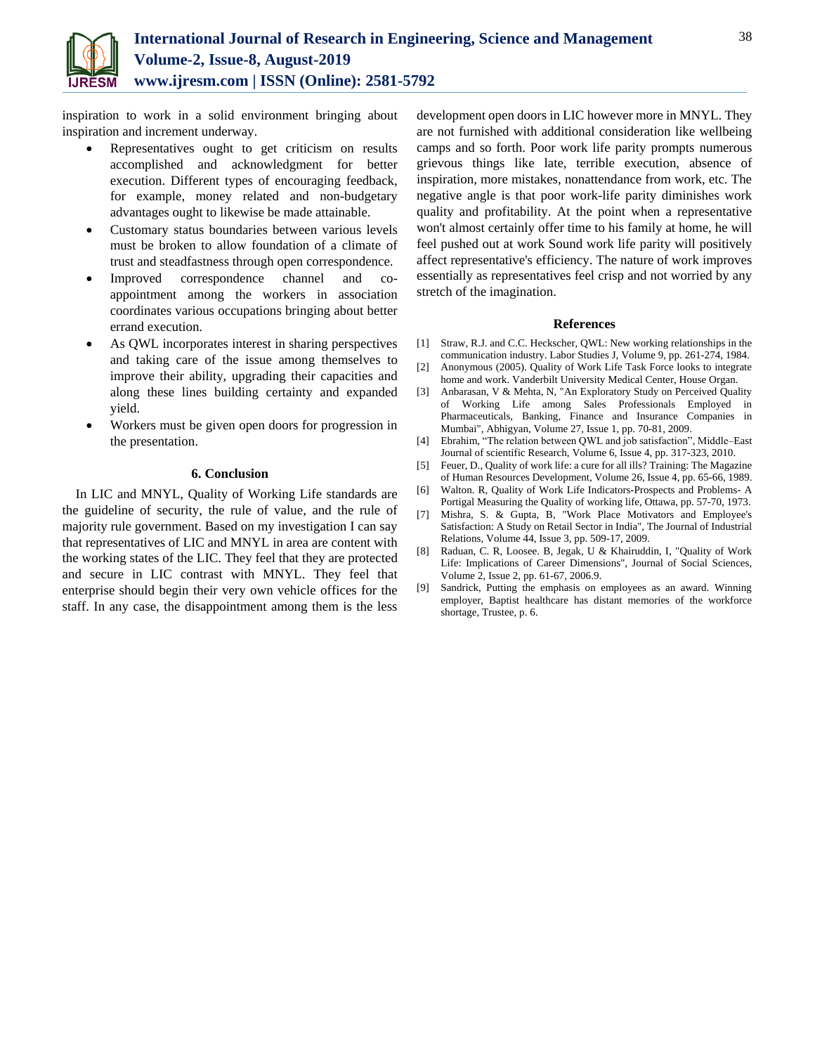inspiration to work in a solid environment bringing about inspiration and increment underway.

- Representatives ought to get criticism on results accomplished and acknowledgment for better execution. Different types of encouraging feedback, for example, money related and non-budgetary advantages ought to likewise be made attainable.
- Customary status boundaries between various levels must be broken to allow foundation of a climate of trust and steadfastness through open correspondence.
- Improved correspondence channel and co-appointment among the workers in association coordinates various occupations bringing about better errand execution.
- As QWL incorporates interest in sharing perspectives and taking care of the issue among themselves to improve their ability, upgrading their capacities and along these lines building certainty and expanded yield.
- Workers must be given open doors for progression in the presentation.

## 6. Conclusion

In LIC and MNYL, Quality of Working Life standards are the guideline of security, the rule of value, and the rule of majority rule government. Based on my investigation I can say that representatives of LIC and MNYL in area are content with the working states of the LIC. They feel that they are protected and secure in LIC contrast with MNYL. They feel that enterprise should begin their very own vehicle offices for the staff. In any case, the disappointment among them is the less development open doors in LIC however more in MNYL. They are not furnished with additional consideration like wellbeing camps and so forth. Poor work life parity prompts numerous grievous things like late, terrible execution, absence of inspiration, more mistakes, nonattendance from work, etc. The negative angle is that poor work-life parity diminishes work quality and profitability. At the point when a representative won't almost certainly offer time to his family at home, he will feel pushed out at work Sound work life parity will positively affect representative's efficiency. The nature of work improves essentially as representatives feel crisp and not worried by any stretch of the imagination.

## References

[1] Straw, R.J. and C.C. Heckscher, QWL: New working relationships in the communication industry. Labor Studies J, Volume 9, pp. 261-274, 1984.

[2] Anonymous (2005). Quality of Work Life Task Force looks to integrate home and work. Vanderbilt University Medical Center, House Organ.

[3] Anbarasan, V & Mehta, N, "An Exploratory Study on Perceived Quality of Working Life among Sales Professionals Employed in Pharmaceuticals, Banking, Finance and Insurance Companies in Mumbai", Abhigyan, Volume 27, Issue 1, pp. 70-81, 2009.

[4] Ebrahim, "The relation between QWL and job satisfaction", Middle–East Journal of scientific Research, Volume 6, Issue 4, pp. 317-323, 2010.

[5] Feuer, D., Quality of work life: a cure for all ills? Training: The Magazine of Human Resources Development, Volume 26, Issue 4, pp. 65-66, 1989.

[6] Walton. R, Quality of Work Life Indicators-Prospects and Problems- A Portigal Measuring the Quality of working life, Ottawa, pp. 57-70, 1973.

[7] Mishra, S. & Gupta, B, "Work Place Motivators and Employee's Satisfaction: A Study on Retail Sector in India", The Journal of Industrial Relations, Volume 44, Issue 3, pp. 509-17, 2009.

[8] Raduan, C. R, Loosee. B, Jegak, U & Khairuddin, I, "Quality of Work Life: Implications of Career Dimensions", Journal of Social Sciences, Volume 2, Issue 2, pp. 61-67, 2006.9.

[9] Sandrick, Putting the emphasis on employees as an award. Winning employer, Baptist healthcare has distant memories of the workforce shortage, Trustee, p. 6.